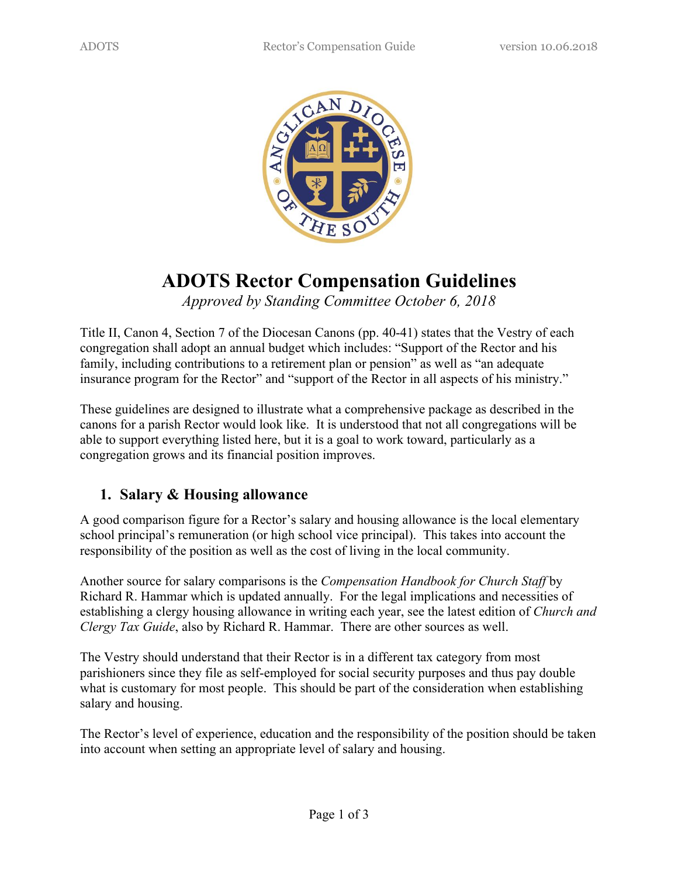# ADOTS Rector Compensation Guidelines

*Approved by Standing Committee October 6, 2018*

Title II, Canon 4, Section 7 of the Diocesan Canons (pp. 40-41) states that the Vestry of each congregation shall adopt an annual budget which includes: "Support of the Rector and his family, including contributions to a retirement plan or pension" as well as "an adequate insurance program for the Rector" and "support of the Rector in all aspects of his ministry."

These guidelines are designed to illustrate what a comprehensive package as described in the canons for a parish Rector would look like. It is understood that not all congregations will be able to support everything listed here, but it is a goal to work toward, particularly as a congregation grows and its financial position improves.

## 1. Salary & Housing allowance

A good comparison figure for a Rector's salary and housing allowance is the local elementary school principal's remuneration (or high school vice principal). This takes into account the responsibility of the position as well as the cost of living in the local community.

Another source for salary comparisons is the *Compensation Handbook for Church Staff* by Richard R. Hammar which is updated annually. For the legal implications and necessities of establishing a clergy housing allowance in writing each year, see the latest edition of *Church and Clergy Tax Guide*, also by Richard R. Hammar. There are other sources as well.

The Vestry should understand that their Rector is in a different tax category from most parishioners since they file as self-employed for social security purposes and thus pay double what is customary for most people. This should be part of the consideration when establishing salary and housing.

The Rector's level of experience, education and the responsibility of the position should be taken into account when setting an appropriate level of salary and housing.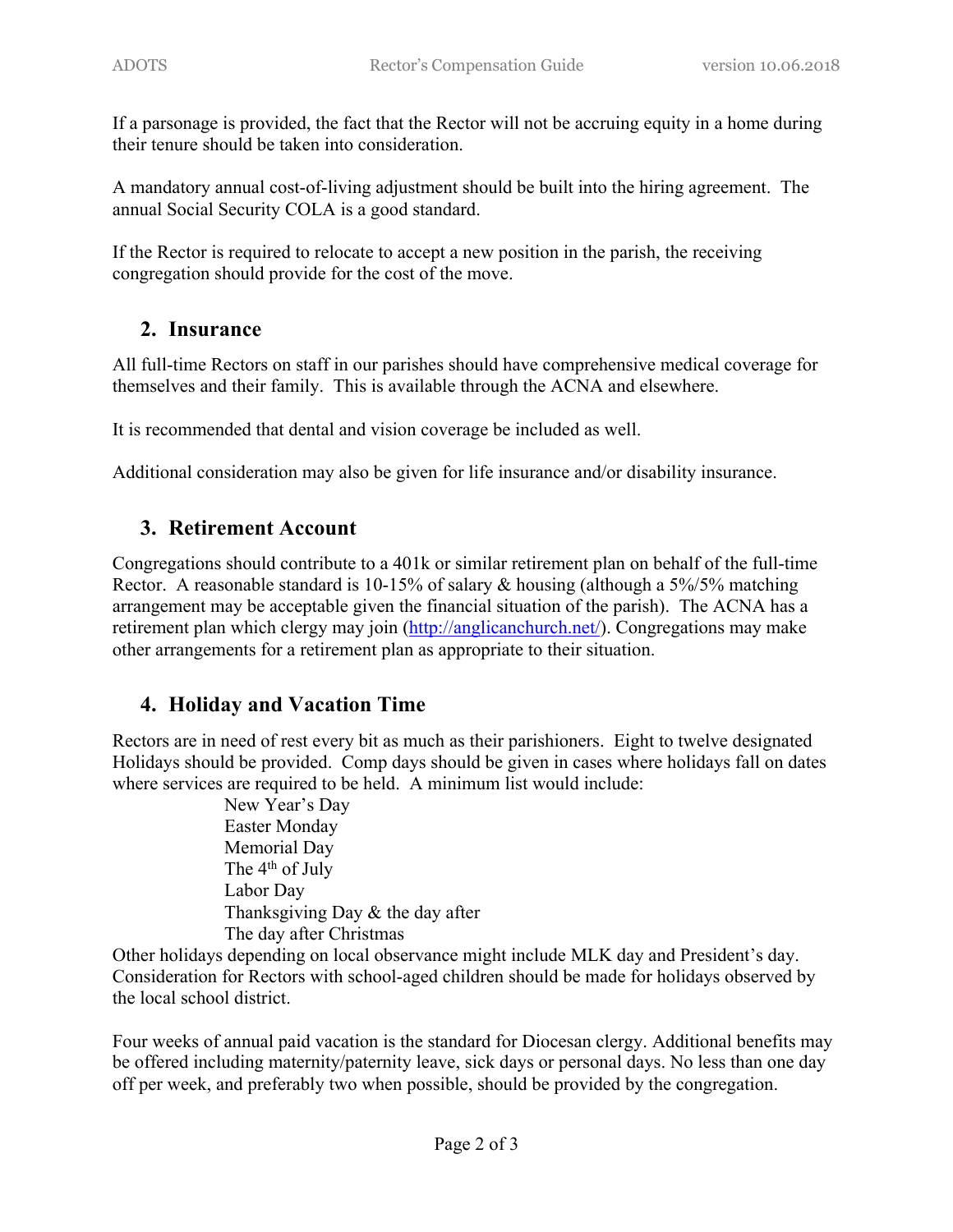If a parsonage is provided, the fact that the Rector will not be accruing equity in a home during their tenure should be taken into consideration.

A mandatory annual cost-of-living adjustment should be built into the hiring agreement. The annual Social Security COLA is a good standard.

If the Rector is required to relocate to accept a new position in the parish, the receiving congregation should provide for the cost of the move.

## 2. Insurance

All full-time Rectors on staff in our parishes should have comprehensive medical coverage for themselves and their family. This is available through the ACNA and elsewhere.

It is recommended that dental and vision coverage be included as well.

Additional consideration may also be given for life insurance and/or disability insurance.

## 3. Retirement Account

Congregations should contribute to a 401k or similar retirement plan on behalf of the full-time Rector. A reasonable standard is 10-15% of salary & housing (although a 5%/5% matching arrangement may be acceptable given the financial situation of the parish). The ACNA has a retirement plan which clergy may join ([http://anglicanchurch.net/](http://anglicanchurch.net/)). Congregations may make other arrangements for a retirement plan as appropriate to their situation.

## 4. Holiday and Vacation Time

Rectors are in need of rest every bit as much as their parishioners. Eight to twelve designated Holidays should be provided. Comp days should be given in cases where holidays fall on dates where services are required to be held. A minimum list would include:

- New Year's Day
- Easter Monday
- Memorial Day
- The 4th of July
- Labor Day
- Thanksgiving Day & the day after
- The day after Christmas

Other holidays depending on local observance might include MLK day and President's day. Consideration for Rectors with school-aged children should be made for holidays observed by the local school district.

Four weeks of annual paid vacation is the standard for Diocesan clergy. Additional benefits may be offered including maternity/paternity leave, sick days or personal days. No less than one day off per week, and preferably two when possible, should be provided by the congregation.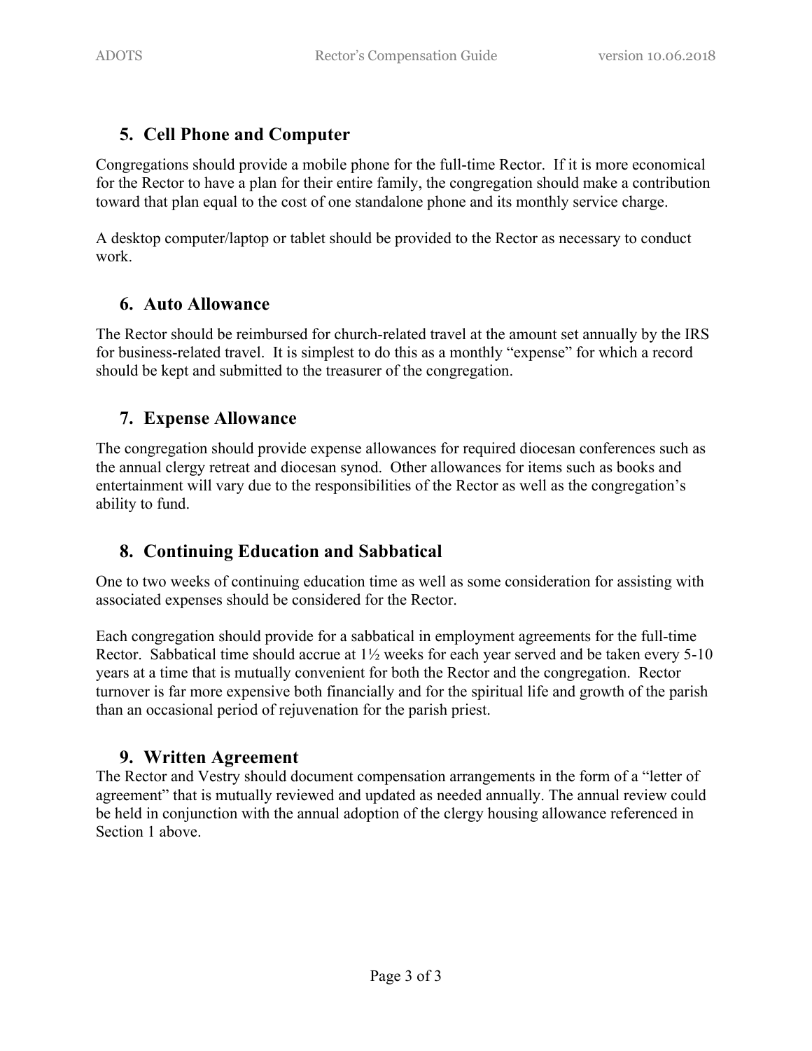## 5. Cell Phone and Computer

Congregations should provide a mobile phone for the full-time Rector. If it is more economical for the Rector to have a plan for their entire family, the congregation should make a contribution toward that plan equal to the cost of one standalone phone and its monthly service charge.

A desktop computer/laptop or tablet should be provided to the Rector as necessary to conduct work.

## 6. Auto Allowance

The Rector should be reimbursed for church-related travel at the amount set annually by the IRS for business-related travel. It is simplest to do this as a monthly "expense" for which a record should be kept and submitted to the treasurer of the congregation.

## 7. Expense Allowance

The congregation should provide expense allowances for required diocesan conferences such as the annual clergy retreat and diocesan synod. Other allowances for items such as books and entertainment will vary due to the responsibilities of the Rector as well as the congregation's ability to fund.

## 8. Continuing Education and Sabbatical

One to two weeks of continuing education time as well as some consideration for assisting with associated expenses should be considered for the Rector.

Each congregation should provide for a sabbatical in employment agreements for the full-time Rector. Sabbatical time should accrue at 1½ weeks for each year served and be taken every 5-10 years at a time that is mutually convenient for both the Rector and the congregation. Rector turnover is far more expensive both financially and for the spiritual life and growth of the parish than an occasional period of rejuvenation for the parish priest.

## 9. Written Agreement

The Rector and Vestry should document compensation arrangements in the form of a "letter of agreement" that is mutually reviewed and updated as needed annually. The annual review could be held in conjunction with the annual adoption of the clergy housing allowance referenced in Section 1 above.